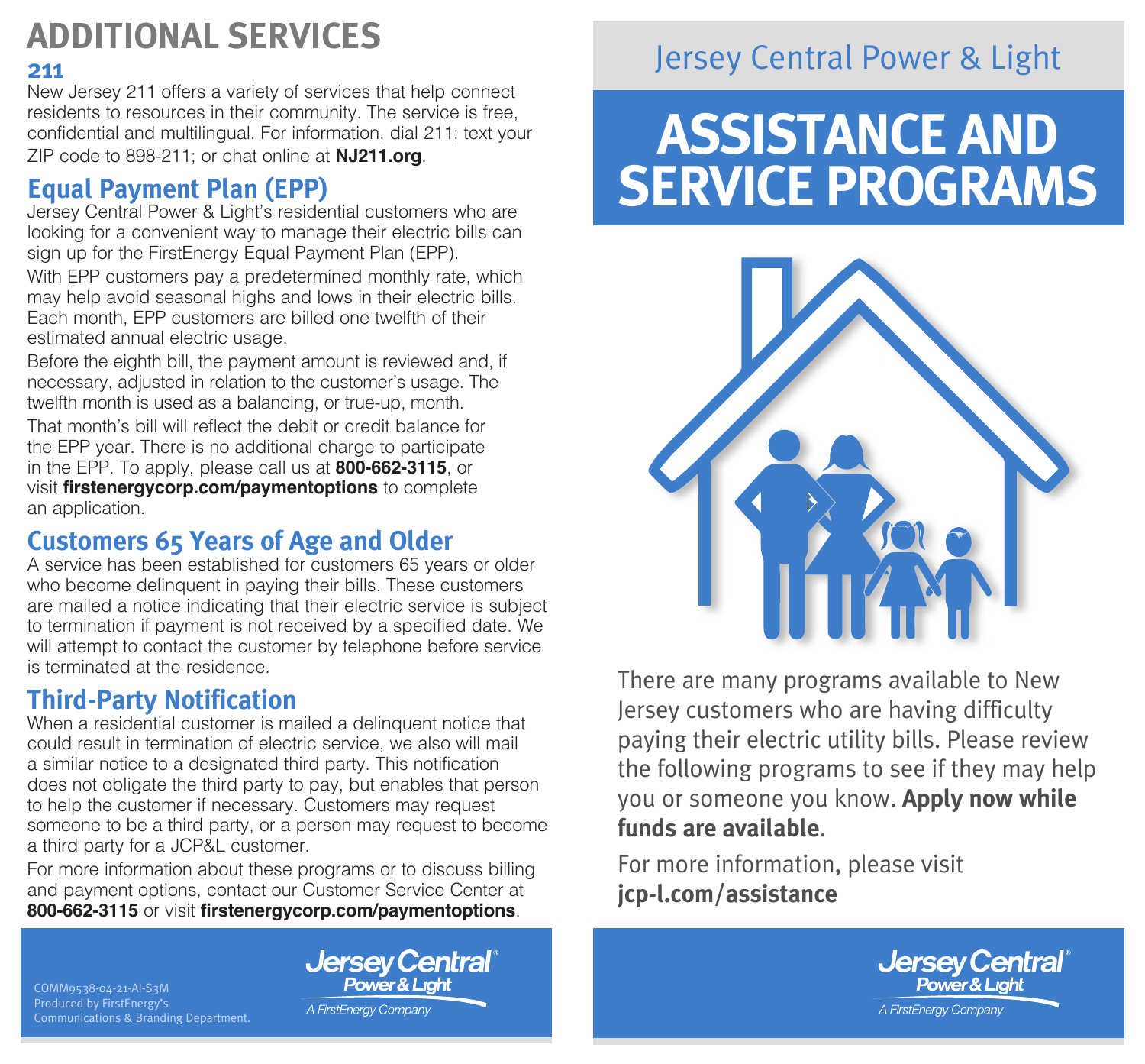# ADDITIONAL SERVICES

### 211

New Jersey 211 offers a variety of services that help connect residents to resources in their community. The service is free, confidential and multilingual. For information, dial 211; text your ZIP code to 898-211; or chat online at **NJ211.org**.

## Equal Payment Plan (EPP)

Jersey Central Power & Light's residential customers who are looking for a convenient way to manage their electric bills can sign up for the FirstEnergy Equal Payment Plan (EPP).

With EPP customers pay a predetermined monthly rate, which may help avoid seasonal highs and lows in their electric bills. Each month, EPP customers are billed one twelfth of their estimated annual electric usage.

Before the eighth bill, the payment amount is reviewed and, if necessary, adjusted in relation to the customer's usage. The twelfth month is used as a balancing, or true-up, month.

That month's bill will reflect the debit or credit balance for the EPP year. There is no additional charge to participate in the EPP. To apply, please call us at **800-662-3115**, or visit **firstenergycorp.com/paymentoptions** to complete an application.

## Customers 65 Years of Age and Older

A service has been established for customers 65 years or older who become delinquent in paying their bills. These customers are mailed a notice indicating that their electric service is subject to termination if payment is not received by a specified date. We will attempt to contact the customer by telephone before service is terminated at the residence.

## Third-Party Notification

When a residential customer is mailed a delinquent notice that could result in termination of electric service, we also will mail a similar notice to a designated third party. This notification does not obligate the third party to pay, but enables that person to help the customer if necessary. Customers may request someone to be a third party, or a person may request to become a third party for a JCP&L customer.

For more information about these programs or to discuss billing and payment options, contact our Customer Service Center at **800-662-3115** or visit **firstenergycorp.com/paymentoptions**.

COMM9538-04-21-AI-S3M
Produced by FirstEnergy's
Communications & Branding Department.

Jersey Central Power & Light
A FirstEnergy Company

Jersey Central Power & Light

# ASSISTANCE AND SERVICE PROGRAMS

There are many programs available to New Jersey customers who are having difficulty paying their electric utility bills. Please review the following programs to see if they may help you or someone you know. **Apply now while funds are available.**

For more information, please visit **jcp-l.com/assistance**

Jersey Central Power & Light
A FirstEnergy Company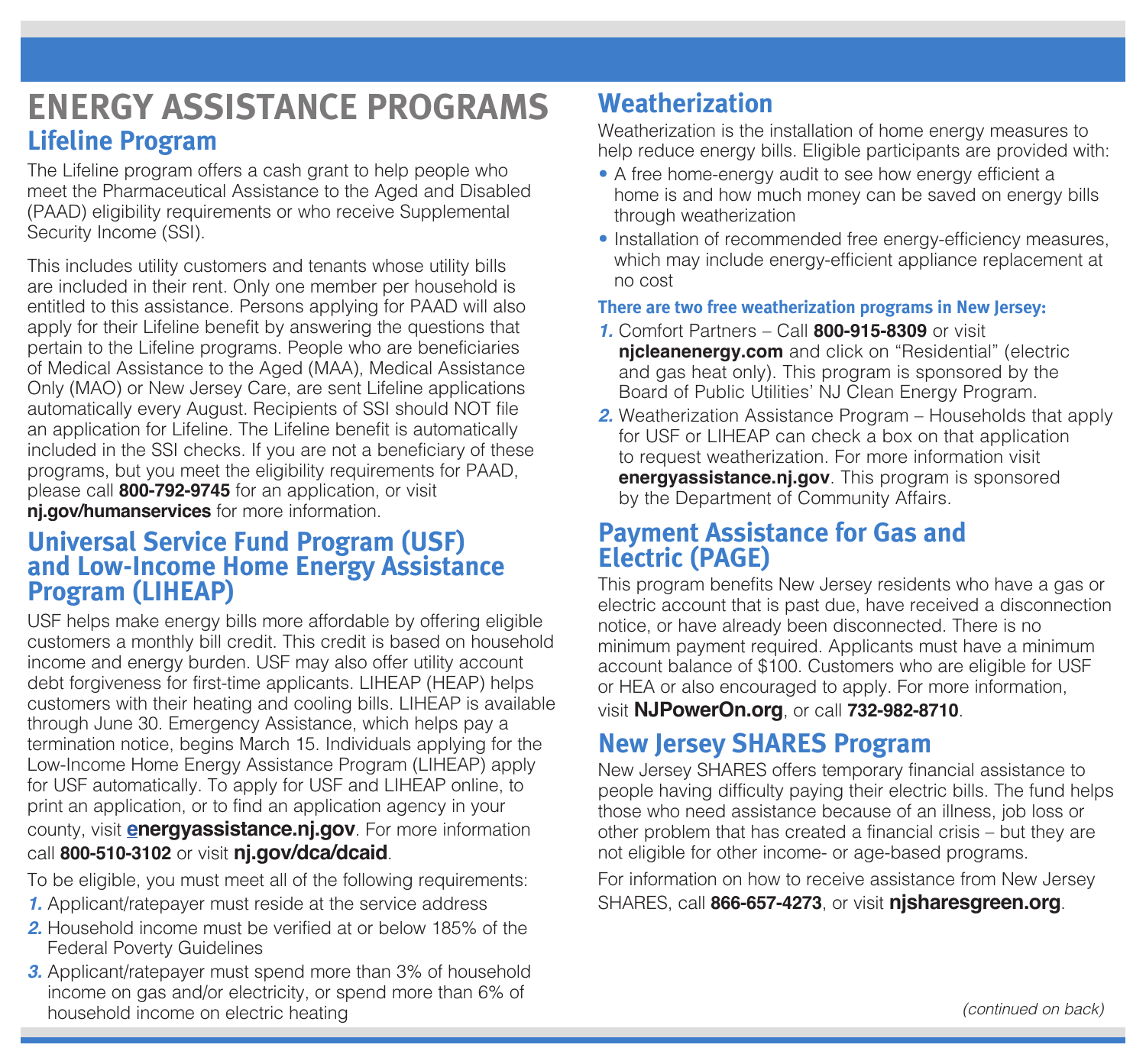# ENERGY ASSISTANCE PROGRAMS

## Lifeline Program

The Lifeline program offers a cash grant to help people who meet the Pharmaceutical Assistance to the Aged and Disabled (PAAD) eligibility requirements or who receive Supplemental Security Income (SSI).

This includes utility customers and tenants whose utility bills are included in their rent. Only one member per household is entitled to this assistance. Persons applying for PAAD will also apply for their Lifeline benefit by answering the questions that pertain to the Lifeline programs. People who are beneficiaries of Medical Assistance to the Aged (MAA), Medical Assistance Only (MAO) or New Jersey Care, are sent Lifeline applications automatically every August. Recipients of SSI should NOT file an application for Lifeline. The Lifeline benefit is automatically included in the SSI checks. If you are not a beneficiary of these programs, but you meet the eligibility requirements for PAAD, please call **800-792-9745** for an application, or visit **nj.gov/humanservices** for more information.

## Universal Service Fund Program (USF) and Low-Income Home Energy Assistance Program (LIHEAP)

USF helps make energy bills more affordable by offering eligible customers a monthly bill credit. This credit is based on household income and energy burden. USF may also offer utility account debt forgiveness for first-time applicants. LIHEAP (HEAP) helps customers with their heating and cooling bills. LIHEAP is available through June 30. Emergency Assistance, which helps pay a termination notice, begins March 15. Individuals applying for the Low-Income Home Energy Assistance Program (LIHEAP) apply for USF automatically. To apply for USF and LIHEAP online, to print an application, or to find an application agency in your county, visit **energyassistance.nj.gov**. For more information call **800-510-3102** or visit **nj.gov/dca/dcaid**.

To be eligible, you must meet all of the following requirements:

1. Applicant/ratepayer must reside at the service address
2. Household income must be verified at or below 185% of the Federal Poverty Guidelines
3. Applicant/ratepayer must spend more than 3% of household income on gas and/or electricity, or spend more than 6% of household income on electric heating

## Weatherization

Weatherization is the installation of home energy measures to help reduce energy bills. Eligible participants are provided with:

- A free home-energy audit to see how energy efficient a home is and how much money can be saved on energy bills through weatherization
- Installation of recommended free energy-efficiency measures, which may include energy-efficient appliance replacement at no cost

**There are two free weatherization programs in New Jersey:**

1. Comfort Partners – Call **800-915-8309** or visit **njcleanenergy.com** and click on "Residential" (electric and gas heat only). This program is sponsored by the Board of Public Utilities' NJ Clean Energy Program.
2. Weatherization Assistance Program – Households that apply for USF or LIHEAP can check a box on that application to request weatherization. For more information visit **energyassistance.nj.gov**. This program is sponsored by the Department of Community Affairs.

## Payment Assistance for Gas and Electric (PAGE)

This program benefits New Jersey residents who have a gas or electric account that is past due, have received a disconnection notice, or have already been disconnected. There is no minimum payment required. Applicants must have a minimum account balance of $100. Customers who are eligible for USF or HEA or also encouraged to apply. For more information, visit **NJPowerOn.org**, or call **732-982-8710**.

## New Jersey SHARES Program

New Jersey SHARES offers temporary financial assistance to people having difficulty paying their electric bills. The fund helps those who need assistance because of an illness, job loss or other problem that has created a financial crisis – but they are not eligible for other income- or age-based programs.

For information on how to receive assistance from New Jersey SHARES, call **866-657-4273**, or visit **njsharesgreen.org**.

*(continued on back)*